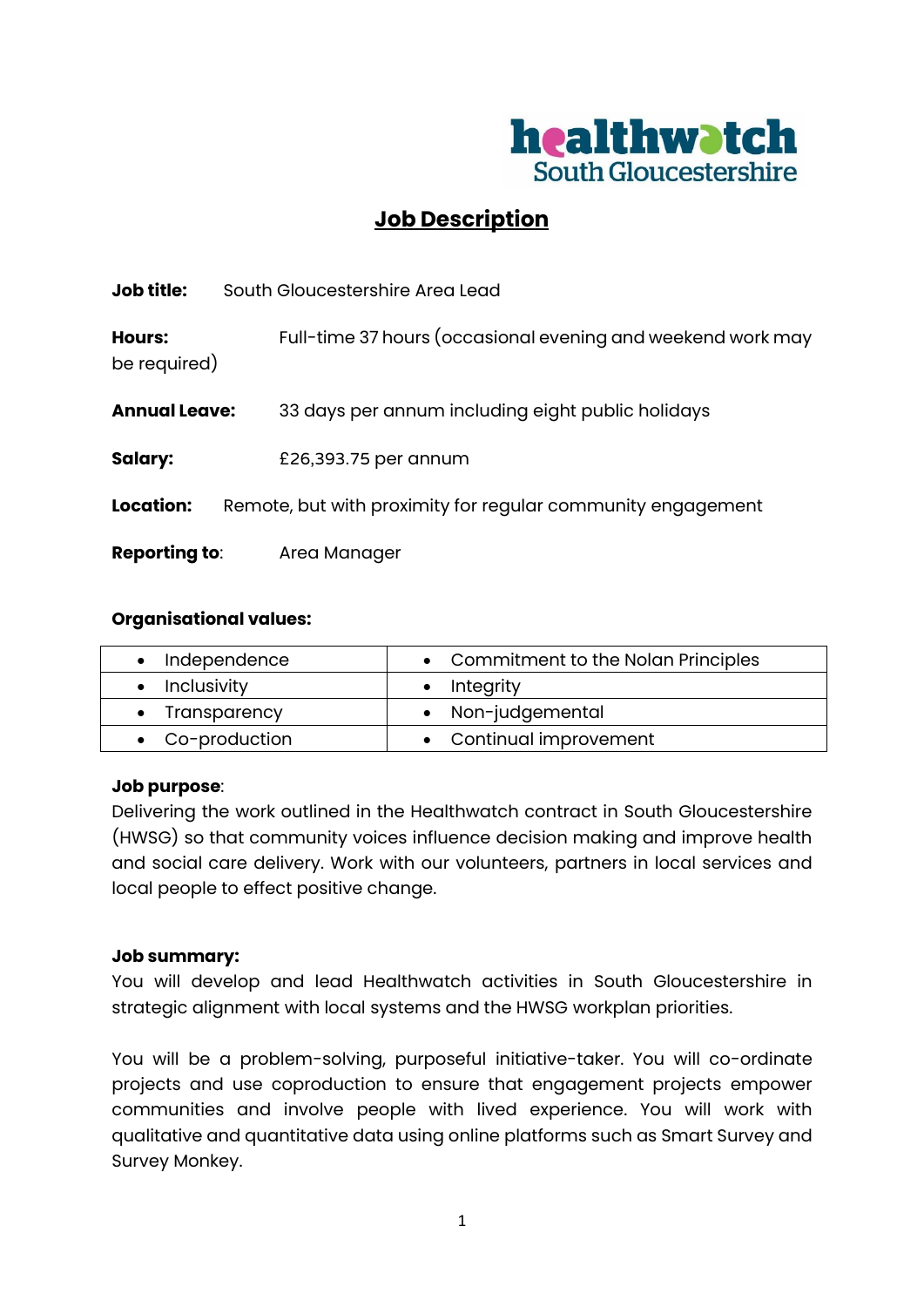healthwatch South Gloucestershire

# Job Description

**Job title:** South Gloucestershire Area Lead

**Hours:** Full-time 37 hours (occasional evening and weekend work may be required)

**Annual Leave:** 33 days per annum including eight public holidays

**Salary:** £26,393.75 per annum

**Location:** Remote, but with proximity for regular community engagement

**Reporting to:** Area Manager

**Organisational values:**

| | |
|---|---|
| • Independence | • Commitment to the Nolan Principles |
| • Inclusivity | • Integrity |
| • Transparency | • Non-judgemental |
| • Co-production | • Continual improvement |

**Job purpose**:
Delivering the work outlined in the Healthwatch contract in South Gloucestershire (HWSG) so that community voices influence decision making and improve health and social care delivery. Work with our volunteers, partners in local services and local people to effect positive change.

**Job summary:**
You will develop and lead Healthwatch activities in South Gloucestershire in strategic alignment with local systems and the HWSG workplan priorities.

You will be a problem-solving, purposeful initiative-taker. You will co-ordinate projects and use coproduction to ensure that engagement projects empower communities and involve people with lived experience. You will work with qualitative and quantitative data using online platforms such as Smart Survey and Survey Monkey.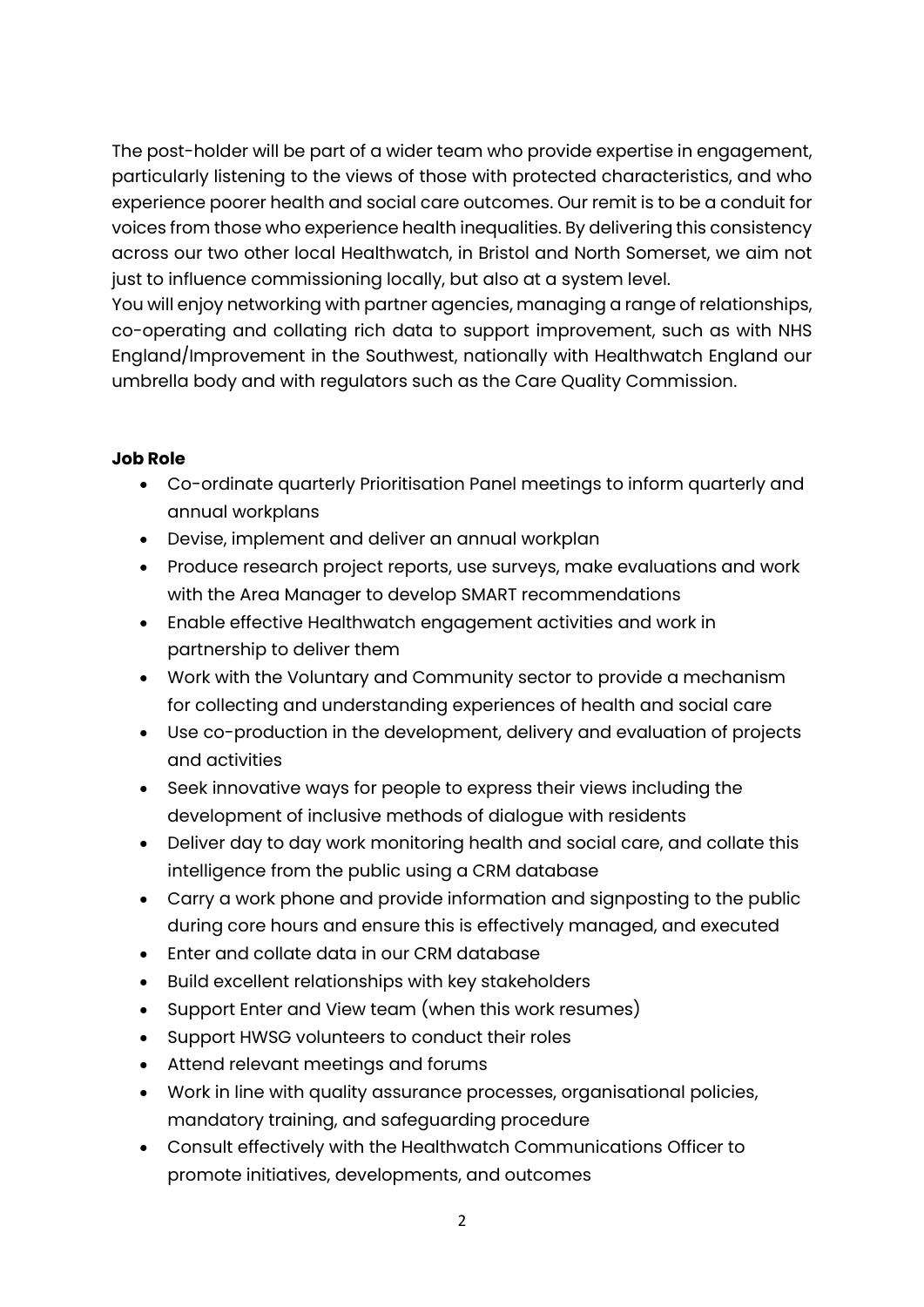The post-holder will be part of a wider team who provide expertise in engagement, particularly listening to the views of those with protected characteristics, and who experience poorer health and social care outcomes. Our remit is to be a conduit for voices from those who experience health inequalities. By delivering this consistency across our two other local Healthwatch, in Bristol and North Somerset, we aim not just to influence commissioning locally, but also at a system level.
You will enjoy networking with partner agencies, managing a range of relationships, co-operating and collating rich data to support improvement, such as with NHS England/Improvement in the Southwest, nationally with Healthwatch England our umbrella body and with regulators such as the Care Quality Commission.

**Job Role**

- Co-ordinate quarterly Prioritisation Panel meetings to inform quarterly and annual workplans
- Devise, implement and deliver an annual workplan
- Produce research project reports, use surveys, make evaluations and work with the Area Manager to develop SMART recommendations
- Enable effective Healthwatch engagement activities and work in partnership to deliver them
- Work with the Voluntary and Community sector to provide a mechanism for collecting and understanding experiences of health and social care
- Use co-production in the development, delivery and evaluation of projects and activities
- Seek innovative ways for people to express their views including the development of inclusive methods of dialogue with residents
- Deliver day to day work monitoring health and social care, and collate this intelligence from the public using a CRM database
- Carry a work phone and provide information and signposting to the public during core hours and ensure this is effectively managed, and executed
- Enter and collate data in our CRM database
- Build excellent relationships with key stakeholders
- Support Enter and View team (when this work resumes)
- Support HWSG volunteers to conduct their roles
- Attend relevant meetings and forums
- Work in line with quality assurance processes, organisational policies, mandatory training, and safeguarding procedure
- Consult effectively with the Healthwatch Communications Officer to promote initiatives, developments, and outcomes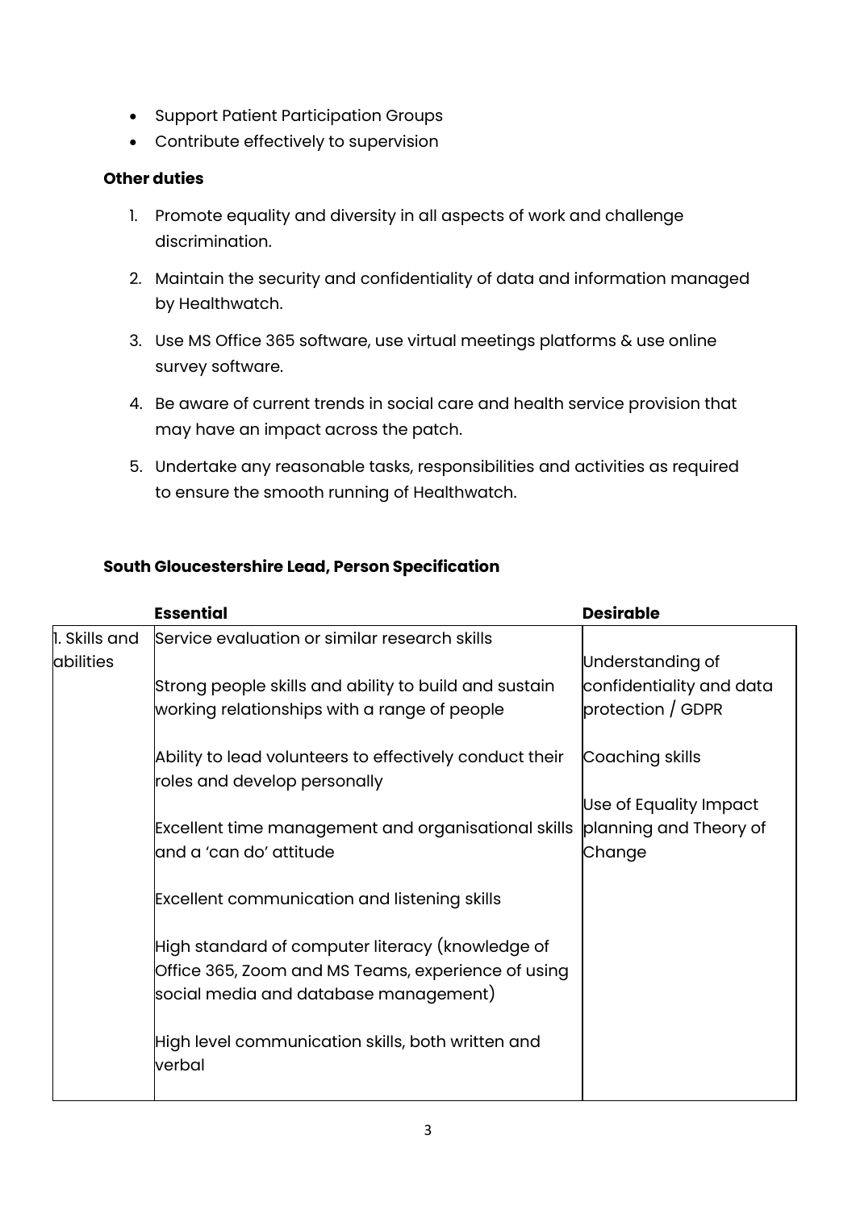- Support Patient Participation Groups
- Contribute effectively to supervision

**Other duties**

1. Promote equality and diversity in all aspects of work and challenge discrimination.
2. Maintain the security and confidentiality of data and information managed by Healthwatch.
3. Use MS Office 365 software, use virtual meetings platforms & use online survey software.
4. Be aware of current trends in social care and health service provision that may have an impact across the patch.
5. Undertake any reasonable tasks, responsibilities and activities as required to ensure the smooth running of Healthwatch.

**South Gloucestershire Lead, Person Specification**

| | **Essential** | **Desirable** |
|---|---|---|
| 1. Skills and abilities | Service evaluation or similar research skills<br><br>Strong people skills and ability to build and sustain working relationships with a range of people<br><br>Ability to lead volunteers to effectively conduct their roles and develop personally<br><br>Excellent time management and organisational skills and a 'can do' attitude<br><br>Excellent communication and listening skills<br><br>High standard of computer literacy (knowledge of Office 365, Zoom and MS Teams, experience of using social media and database management)<br><br>High level communication skills, both written and verbal | Understanding of confidentiality and data protection / GDPR<br><br>Coaching skills<br><br>Use of Equality Impact planning and Theory of Change |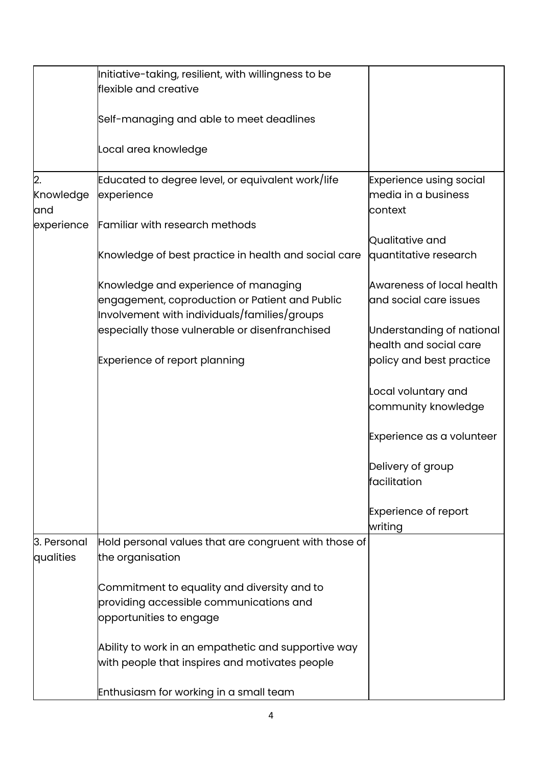|  |  |  |
|---|---|---|
|  | Initiative-taking, resilient, with willingness to be flexible and creative<br><br>Self-managing and able to meet deadlines<br><br>Local area knowledge |  |
| 2. Knowledge and experience | Educated to degree level, or equivalent work/life experience<br><br>Familiar with research methods<br><br>Knowledge of best practice in health and social care<br><br>Knowledge and experience of managing engagement, coproduction or Patient and Public Involvement with individuals/families/groups especially those vulnerable or disenfranchised<br><br>Experience of report planning | Experience using social media in a business context<br><br>Qualitative and quantitative research<br><br>Awareness of local health and social care issues<br><br>Understanding of national health and social care policy and best practice<br><br>Local voluntary and community knowledge<br><br>Experience as a volunteer<br><br>Delivery of group facilitation<br><br>Experience of report writing |
| 3. Personal qualities | Hold personal values that are congruent with those of the organisation<br><br>Commitment to equality and diversity and to providing accessible communications and opportunities to engage<br><br>Ability to work in an empathetic and supportive way with people that inspires and motivates people<br><br>Enthusiasm for working in a small team |  |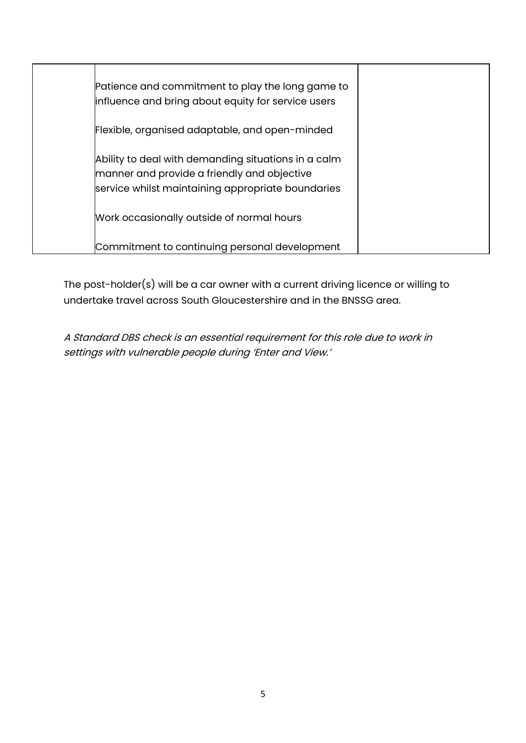| | | |
|---|---|---|
| | Patience and commitment to play the long game to influence and bring about equity for service users<br><br>Flexible, organised adaptable, and open-minded<br><br>Ability to deal with demanding situations in a calm manner and provide a friendly and objective service whilst maintaining appropriate boundaries<br><br>Work occasionally outside of normal hours<br><br>Commitment to continuing personal development | |

The post-holder(s) will be a car owner with a current driving licence or willing to undertake travel across South Gloucestershire and in the BNSSG area.

*A Standard DBS check is an essential requirement for this role due to work in settings with vulnerable people during 'Enter and View.'*